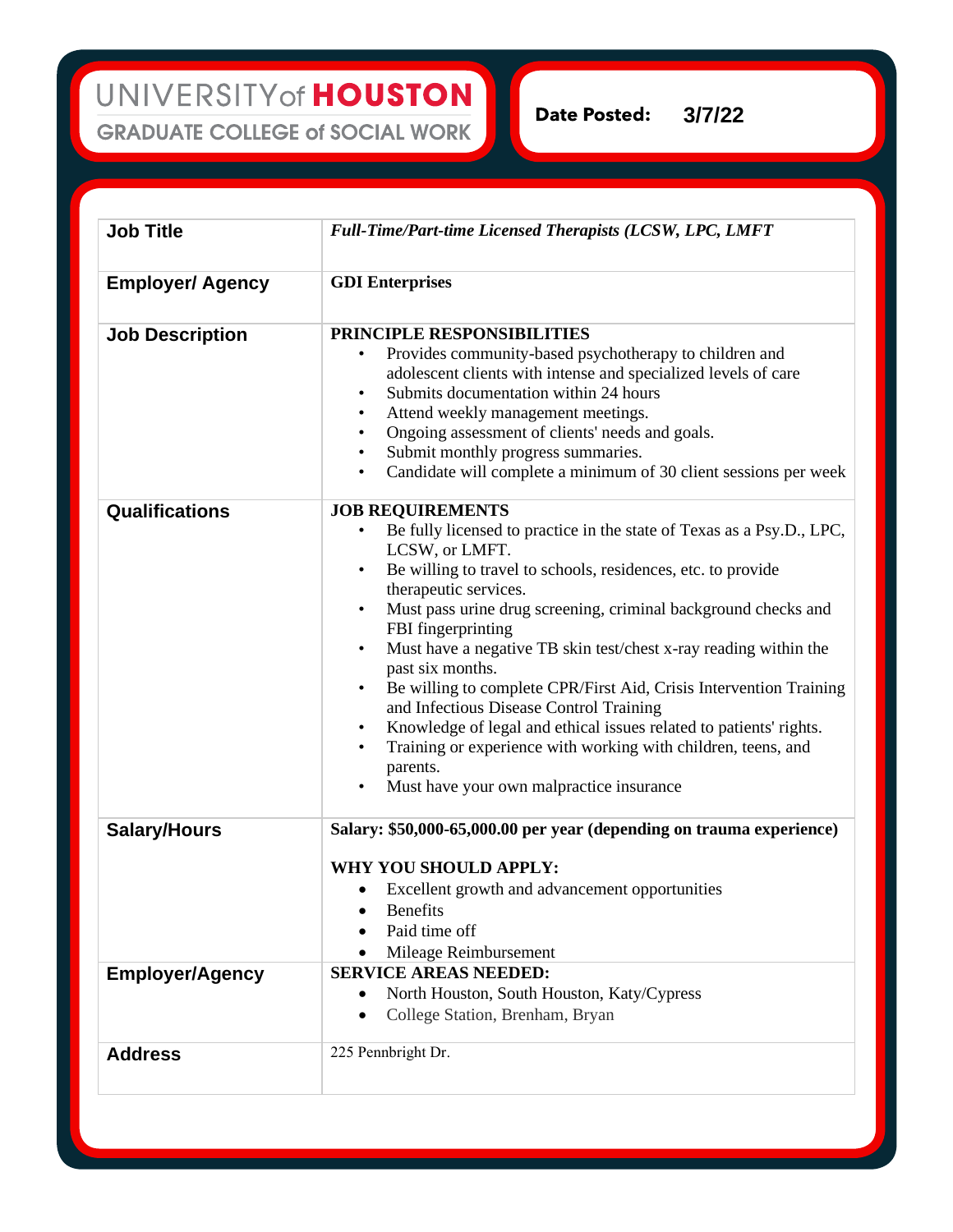UNIVERSITY of HOUSTON
GRADUATE COLLEGE of SOCIAL WORK

**Date Posted:** 3/7/22

| Job Title | *Full-Time/Part-time Licensed Therapists (LCSW, LPC, LMFT* |
|---|---|
| **Employer/ Agency** | **GDI Enterprises** |
| **Job Description** | **PRINCIPLE RESPONSIBILITIES**<br>• Provides community-based psychotherapy to children and adolescent clients with intense and specialized levels of care<br>• Submits documentation within 24 hours<br>• Attend weekly management meetings.<br>• Ongoing assessment of clients' needs and goals.<br>• Submit monthly progress summaries.<br>• Candidate will complete a minimum of 30 client sessions per week |
| **Qualifications** | **JOB REQUIREMENTS**<br>• Be fully licensed to practice in the state of Texas as a Psy.D., LPC, LCSW, or LMFT.<br>• Be willing to travel to schools, residences, etc. to provide therapeutic services.<br>• Must pass urine drug screening, criminal background checks and FBI fingerprinting<br>• Must have a negative TB skin test/chest x-ray reading within the past six months.<br>• Be willing to complete CPR/First Aid, Crisis Intervention Training and Infectious Disease Control Training<br>• Knowledge of legal and ethical issues related to patients' rights.<br>• Training or experience with working with children, teens, and parents.<br>• Must have your own malpractice insurance |
| **Salary/Hours** | **Salary: $50,000-65,000.00 per year (depending on trauma experience)**<br><br>**WHY YOU SHOULD APPLY:**<br>• Excellent growth and advancement opportunities<br>• Benefits<br>• Paid time off<br>• Mileage Reimbursement |
| **Employer/Agency** | **SERVICE AREAS NEEDED:**<br>• North Houston, South Houston, Katy/Cypress<br>• College Station, Brenham, Bryan |
| **Address** | 225 Pennbright Dr. |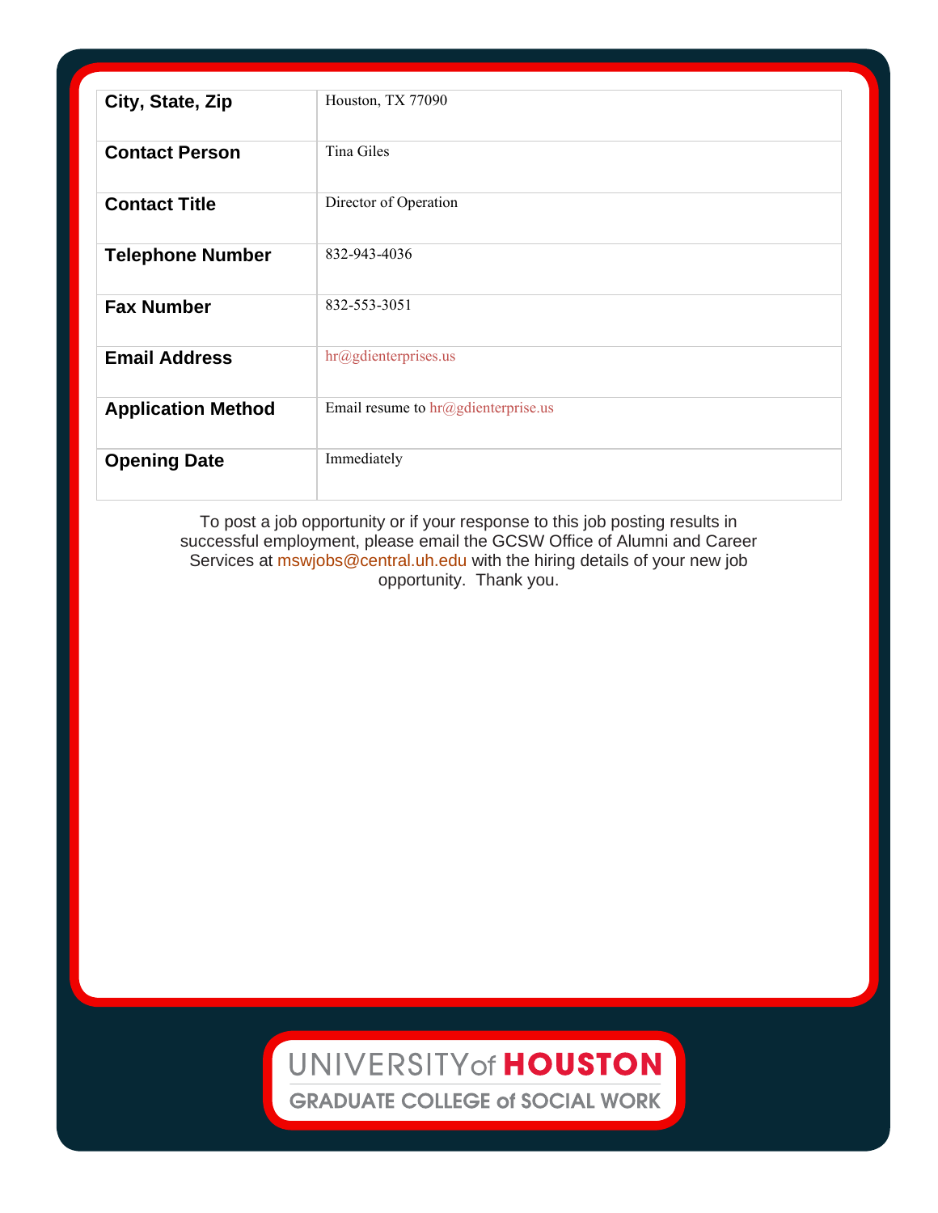| | |
|---|---|
| **City, State, Zip** | Houston, TX 77090 |
| **Contact Person** | Tina Giles |
| **Contact Title** | Director of Operation |
| **Telephone Number** | 832-943-4036 |
| **Fax Number** | 832-553-3051 |
| **Email Address** | hr@gdienterprises.us |
| **Application Method** | Email resume to hr@gdienterprise.us |
| **Opening Date** | Immediately |

To post a job opportunity or if your response to this job posting results in successful employment, please email the GCSW Office of Alumni and Career Services at mswjobs@central.uh.edu with the hiring details of your new job opportunity. Thank you.

UNIVERSITY of HOUSTON
GRADUATE COLLEGE of SOCIAL WORK